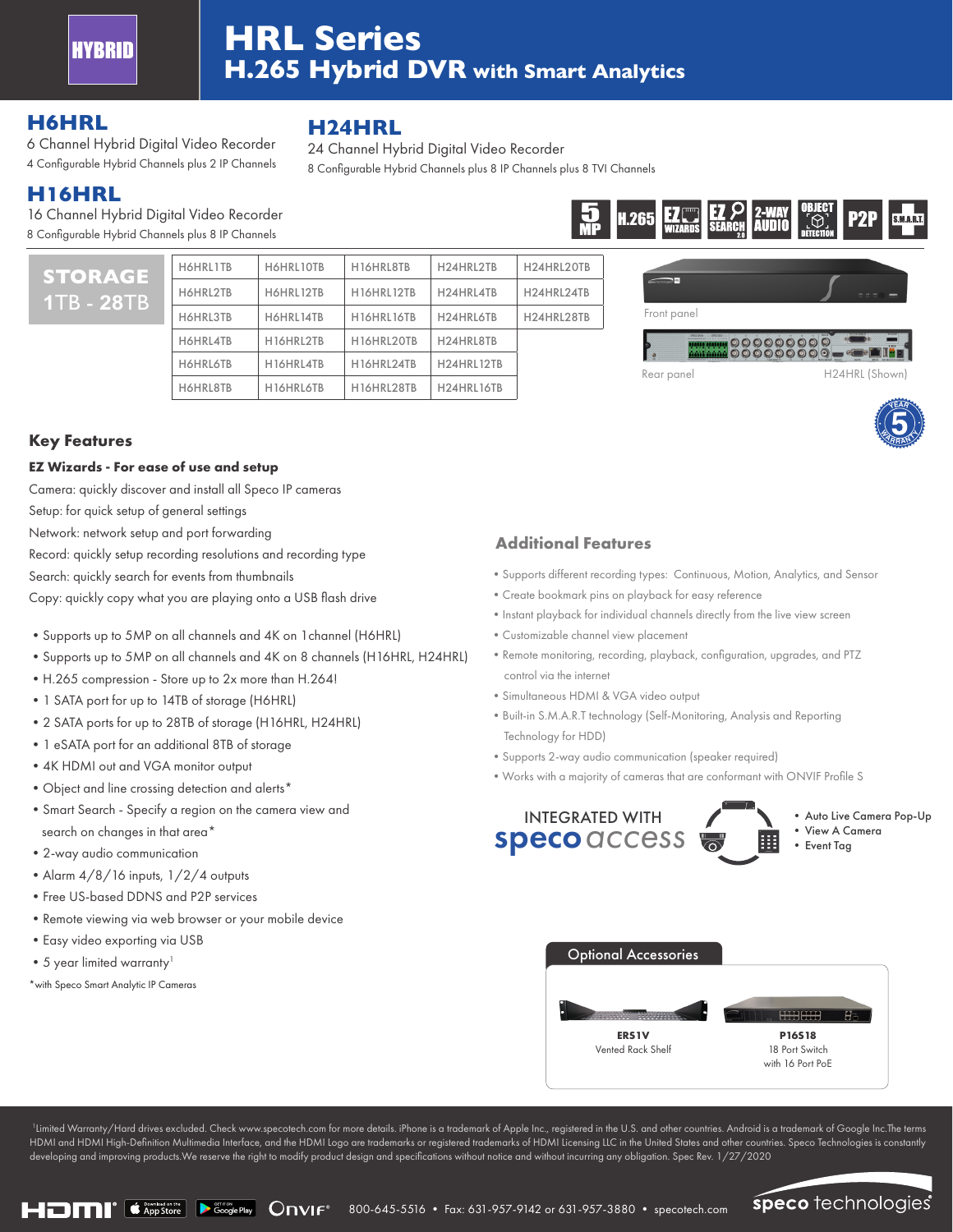HYBRID

# HRL Series

## H.265 Hybrid DVR with Smart Analytics

### H6HRL

6 Channel Hybrid Digital Video Recorder

4 Configurable Hybrid Channels plus 2 IP Channels

### H16HRL

16 Channel Hybrid Digital Video Recorder

8 Configurable Hybrid Channels plus 8 IP Channels

### H24HRL

24 Channel Hybrid Digital Video Recorder

8 Configurable Hybrid Channels plus 8 IP Channels plus 8 TVI Channels

5 MP | H.265 | EZ WIZARDS | EZ SEARCH 2.0 | 2-WAY AUDIO | OBJECT DETECTION | P2P | S.M.A.R.T.

**STORAGE 1TB - 28TB**

| | | | | |
|---|---|---|---|---|
| H6HRL1TB | H6HRL10TB | H16HRL8TB | H24HRL2TB | H24HRL20TB |
| H6HRL2TB | H6HRL12TB | H16HRL12TB | H24HRL4TB | H24HRL24TB |
| H6HRL3TB | H6HRL14TB | H16HRL16TB | H24HRL6TB | H24HRL28TB |
| H6HRL4TB | H16HRL2TB | H16HRL20TB | H24HRL8TB | |
| H6HRL6TB | H16HRL4TB | H16HRL24TB | H24HRL12TB | |
| H6HRL8TB | H16HRL6TB | H16HRL28TB | H24HRL16TB | |

Front panel

Rear panel

H24HRL (Shown)

5 YEAR WARRANTY

## Key Features

**EZ Wizards - For ease of use and setup**

Camera: quickly discover and install all Speco IP cameras

Setup: for quick setup of general settings

Network: network setup and port forwarding

Record: quickly setup recording resolutions and recording type

Search: quickly search for events from thumbnails

Copy: quickly copy what you are playing onto a USB flash drive

- Supports up to 5MP on all channels and 4K on 1channel (H6HRL)
- Supports up to 5MP on all channels and 4K on 8 channels (H16HRL, H24HRL)
- H.265 compression - Store up to 2x more than H.264!
- 1 SATA port for up to 14TB of storage (H6HRL)
- 2 SATA ports for up to 28TB of storage (H16HRL, H24HRL)
- 1 eSATA port for an additional 8TB of storage
- 4K HDMI out and VGA monitor output
- Object and line crossing detection and alerts*
- Smart Search - Specify a region on the camera view and search on changes in that area*
- 2-way audio communication
- Alarm 4/8/16 inputs, 1/2/4 outputs
- Free US-based DDNS and P2P services
- Remote viewing via web browser or your mobile device
- Easy video exporting via USB
- 5 year limited warranty[1]

*with Speco Smart Analytic IP Cameras

## Additional Features

- Supports different recording types: Continuous, Motion, Analytics, and Sensor
- Create bookmark pins on playback for easy reference
- Instant playback for individual channels directly from the live view screen
- Customizable channel view placement
- Remote monitoring, recording, playback, configuration, upgrades, and PTZ control via the internet
- Simultaneous HDMI & VGA video output
- Built-in S.M.A.R.T technology (Self-Monitoring, Analysis and Reporting Technology for HDD)
- Supports 2-way audio communication (speaker required)
- Works with a majority of cameras that are conformant with ONVIF Profile S

INTEGRATED WITH speco access

- Auto Live Camera Pop-Up
- View A Camera
- Event Tag

### Optional Accessories

**ERS1V**
Vented Rack Shelf

**P16S18**
18 Port Switch with 16 Port PoE

[1]Limited Warranty/Hard drives excluded. Check www.specotech.com for more details. iPhone is a trademark of Apple Inc., registered in the U.S. and other countries. Android is a trademark of Google Inc.The terms HDMI and HDMI High-Definition Multimedia Interface, and the HDMI Logo are trademarks or registered trademarks of HDMI Licensing LLC in the United States and other countries. Speco Technologies is constantly developing and improving products.We reserve the right to modify product design and specifications without notice and without incurring any obligation. Spec Rev. 1/27/2020

800-645-5516 • Fax: 631-957-9142 or 631-957-3880 • specotech.com

speco technologies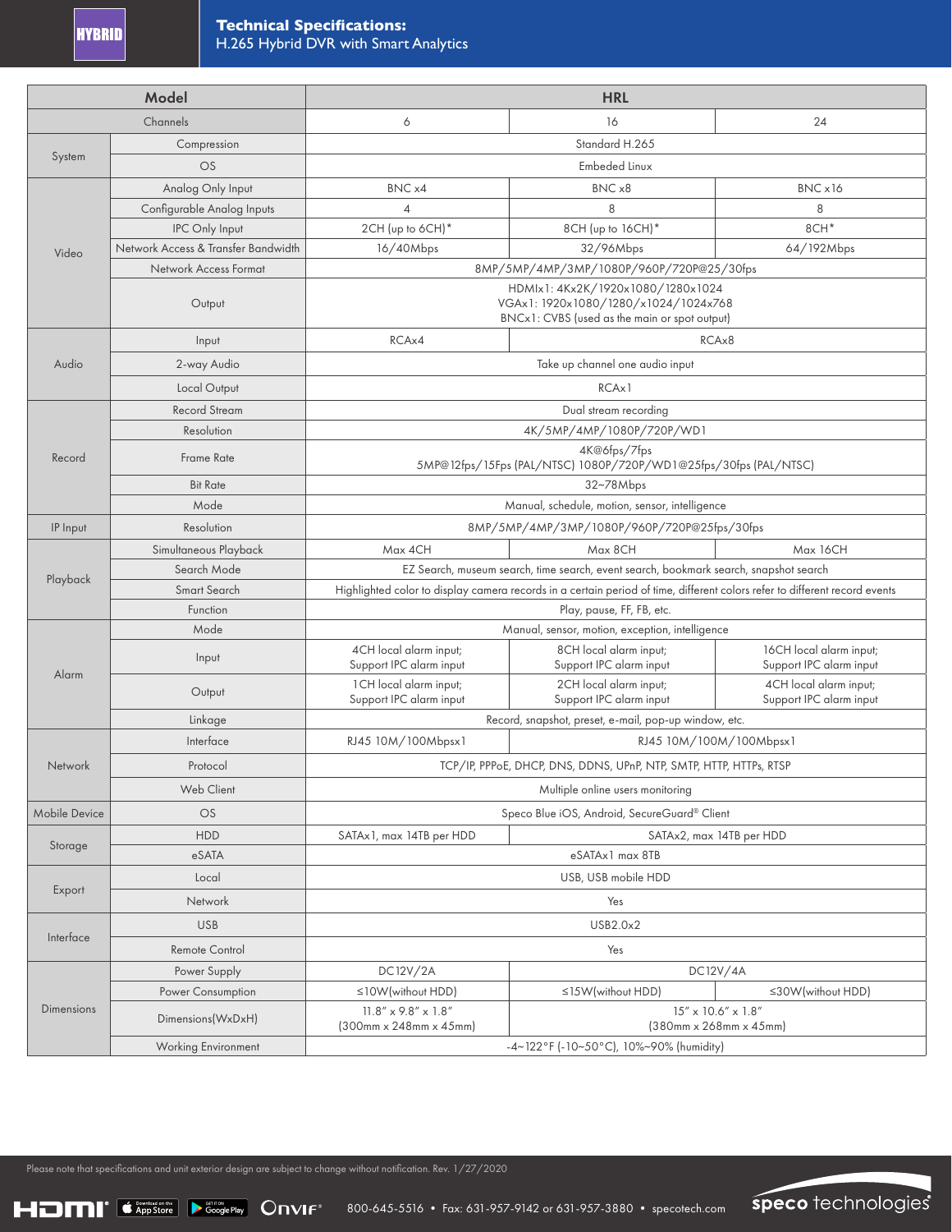# Technical Specifications:
H.265 Hybrid DVR with Smart Analytics

| Model | | HRL | | |
|---|---|---|---|---|
| Channels | | 6 | 16 | 24 |
| System | Compression | Standard H.265 | | |
| | OS | Embeded Linux | | |
| Video | Analog Only Input | BNC x4 | BNC x8 | BNC x16 |
| | Configurable Analog Inputs | 4 | 8 | 8 |
| | IPC Only Input | 2CH (up to 6CH)* | 8CH (up to 16CH)* | 8CH* |
| | Network Access & Transfer Bandwidth | 16/40Mbps | 32/96Mbps | 64/192Mbps |
| | Network Access Format | 8MP/5MP/4MP/3MP/1080P/960P/720P@25/30fps | | |
| | Output | HDMIx1: 4Kx2K/1920x1080/1280x1024<br>VGAx1: 1920x1080/1280/x1024/1024x768<br>BNCx1: CVBS (used as the main or spot output) | | |
| Audio | Input | RCAx4 | RCAx8 | |
| | 2-way Audio | Take up channel one audio input | | |
| | Local Output | RCAx1 | | |
| Record | Record Stream | Dual stream recording | | |
| | Resolution | 4K/5MP/4MP/1080P/720P/WD1 | | |
| | Frame Rate | 4K@6fps/7fps<br>5MP@12fps/15Fps (PAL/NTSC) 1080P/720P/WD1@25fps/30fps (PAL/NTSC) | | |
| | Bit Rate | 32~78Mbps | | |
| | Mode | Manual, schedule, motion, sensor, intelligence | | |
| IP Input | Resolution | 8MP/5MP/4MP/3MP/1080P/960P/720P@25fps/30fps | | |
| Playback | Simultaneous Playback | Max 4CH | Max 8CH | Max 16CH |
| | Search Mode | EZ Search, museum search, time search, event search, bookmark search, snapshot search | | |
| | Smart Search | Highlighted color to display camera records in a certain period of time, different colors refer to different record events | | |
| | Function | Play, pause, FF, FB, etc. | | |
| Alarm | Mode | Manual, sensor, motion, exception, intelligence | | |
| | Input | 4CH local alarm input;<br>Support IPC alarm input | 8CH local alarm input;<br>Support IPC alarm input | 16CH local alarm input;<br>Support IPC alarm input |
| | Output | 1CH local alarm input;<br>Support IPC alarm input | 2CH local alarm input;<br>Support IPC alarm input | 4CH local alarm input;<br>Support IPC alarm input |
| | Linkage | Record, snapshot, preset, e-mail, pop-up window, etc. | | |
| Network | Interface | RJ45 10M/100Mbpsx1 | RJ45 10M/100M/100Mbpsx1 | |
| | Protocol | TCP/IP, PPPoE, DHCP, DNS, DDNS, UPnP, NTP, SMTP, HTTP, HTTPs, RTSP | | |
| | Web Client | Multiple online users monitoring | | |
| Mobile Device | OS | Speco Blue iOS, Android, SecureGuard® Client | | |
| Storage | HDD | SATAx1, max 14TB per HDD | SATAx2, max 14TB per HDD | |
| | eSATA | eSATAx1 max 8TB | | |
| Export | Local | USB, USB mobile HDD | | |
| | Network | Yes | | |
| Interface | USB | USB2.0x2 | | |
| | Remote Control | Yes | | |
| Dimensions | Power Supply | DC12V/2A | DC12V/4A | |
| | Power Consumption | ≤10W(without HDD) | ≤15W(without HDD) | ≤30W(without HDD) |
| | Dimensions(WxDxH) | 11.8" x 9.8" x 1.8"<br>(300mm x 248mm x 45mm) | 15" x 10.6" x 1.8"<br>(380mm x 268mm x 45mm) | |
| | Working Environment | -4~122°F (-10~50°C), 10%~90% (humidity) | | |

Please note that specifications and unit exterior design are subject to change without notification. Rev. 1/27/2020

800-645-5516 • Fax: 631-957-9142 or 631-957-3880 • specotech.com